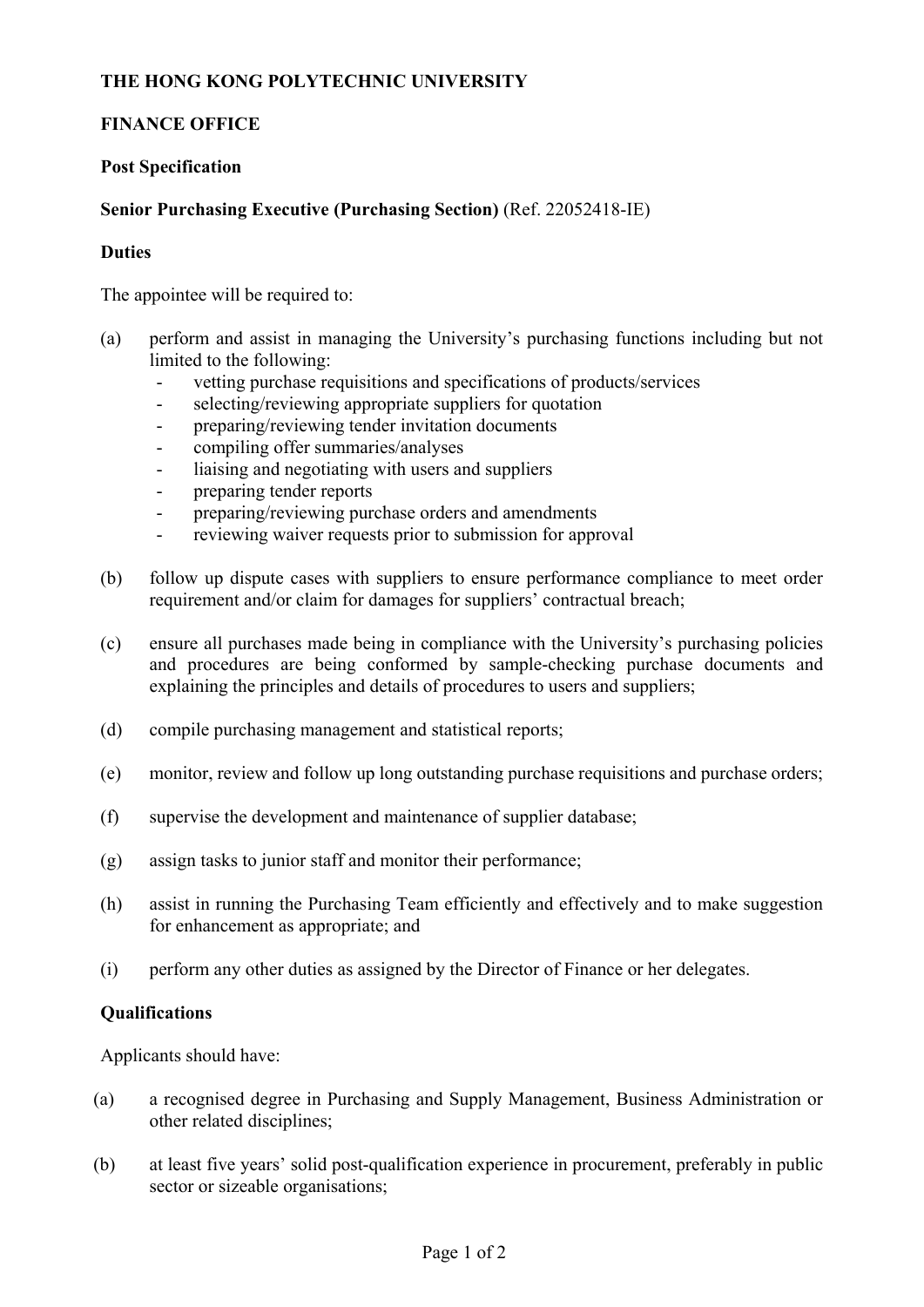**THE HONG KONG POLYTECHNIC UNIVERSITY**

**FINANCE OFFICE**

**Post Specification**

**Senior Purchasing Executive (Purchasing Section)** (Ref. 22052418-IE)

**Duties**

The appointee will be required to:

(a) perform and assist in managing the University's purchasing functions including but not limited to the following:
  - vetting purchase requisitions and specifications of products/services
  - selecting/reviewing appropriate suppliers for quotation
  - preparing/reviewing tender invitation documents
  - compiling offer summaries/analyses
  - liaising and negotiating with users and suppliers
  - preparing tender reports
  - preparing/reviewing purchase orders and amendments
  - reviewing waiver requests prior to submission for approval

(b) follow up dispute cases with suppliers to ensure performance compliance to meet order requirement and/or claim for damages for suppliers' contractual breach;

(c) ensure all purchases made being in compliance with the University's purchasing policies and procedures are being conformed by sample-checking purchase documents and explaining the principles and details of procedures to users and suppliers;

(d) compile purchasing management and statistical reports;

(e) monitor, review and follow up long outstanding purchase requisitions and purchase orders;

(f) supervise the development and maintenance of supplier database;

(g) assign tasks to junior staff and monitor their performance;

(h) assist in running the Purchasing Team efficiently and effectively and to make suggestion for enhancement as appropriate; and

(i) perform any other duties as assigned by the Director of Finance or her delegates.

**Qualifications**

Applicants should have:

(a) a recognised degree in Purchasing and Supply Management, Business Administration or other related disciplines;

(b) at least five years' solid post-qualification experience in procurement, preferably in public sector or sizeable organisations;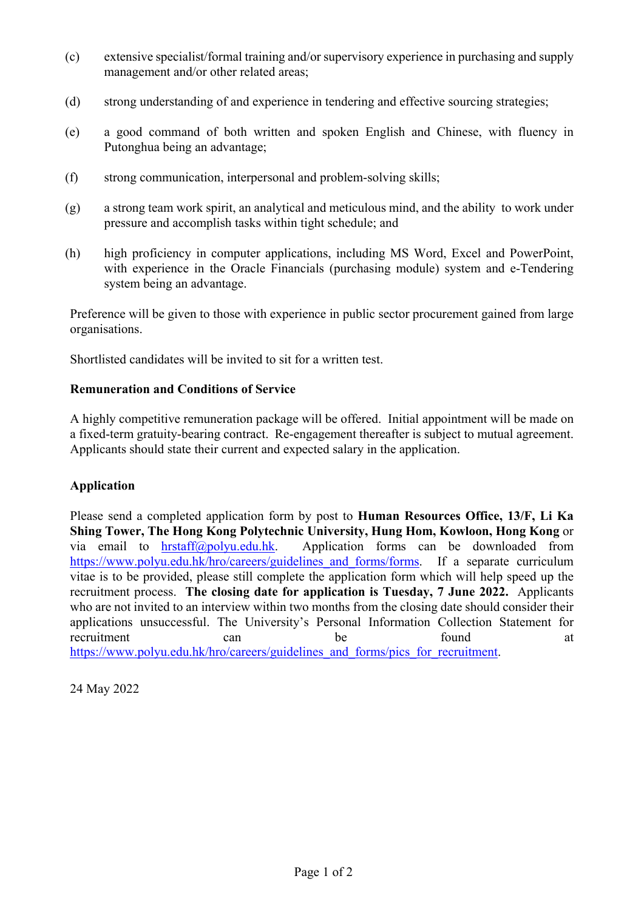(c) extensive specialist/formal training and/or supervisory experience in purchasing and supply management and/or other related areas;

(d) strong understanding of and experience in tendering and effective sourcing strategies;

(e) a good command of both written and spoken English and Chinese, with fluency in Putonghua being an advantage;

(f) strong communication, interpersonal and problem-solving skills;

(g) a strong team work spirit, an analytical and meticulous mind, and the ability to work under pressure and accomplish tasks within tight schedule; and

(h) high proficiency in computer applications, including MS Word, Excel and PowerPoint, with experience in the Oracle Financials (purchasing module) system and e-Tendering system being an advantage.

Preference will be given to those with experience in public sector procurement gained from large organisations.

Shortlisted candidates will be invited to sit for a written test.

**Remuneration and Conditions of Service**

A highly competitive remuneration package will be offered. Initial appointment will be made on a fixed-term gratuity-bearing contract. Re-engagement thereafter is subject to mutual agreement. Applicants should state their current and expected salary in the application.

**Application**

Please send a completed application form by post to **Human Resources Office, 13/F, Li Ka Shing Tower, The Hong Kong Polytechnic University, Hung Hom, Kowloon, Hong Kong** or via email to hrstaff@polyu.edu.hk. Application forms can be downloaded from https://www.polyu.edu.hk/hro/careers/guidelines_and_forms/forms. If a separate curriculum vitae is to be provided, please still complete the application form which will help speed up the recruitment process. **The closing date for application is Tuesday, 7 June 2022.** Applicants who are not invited to an interview within two months from the closing date should consider their applications unsuccessful. The University's Personal Information Collection Statement for recruitment can be found at https://www.polyu.edu.hk/hro/careers/guidelines_and_forms/pics_for_recruitment.

24 May 2022